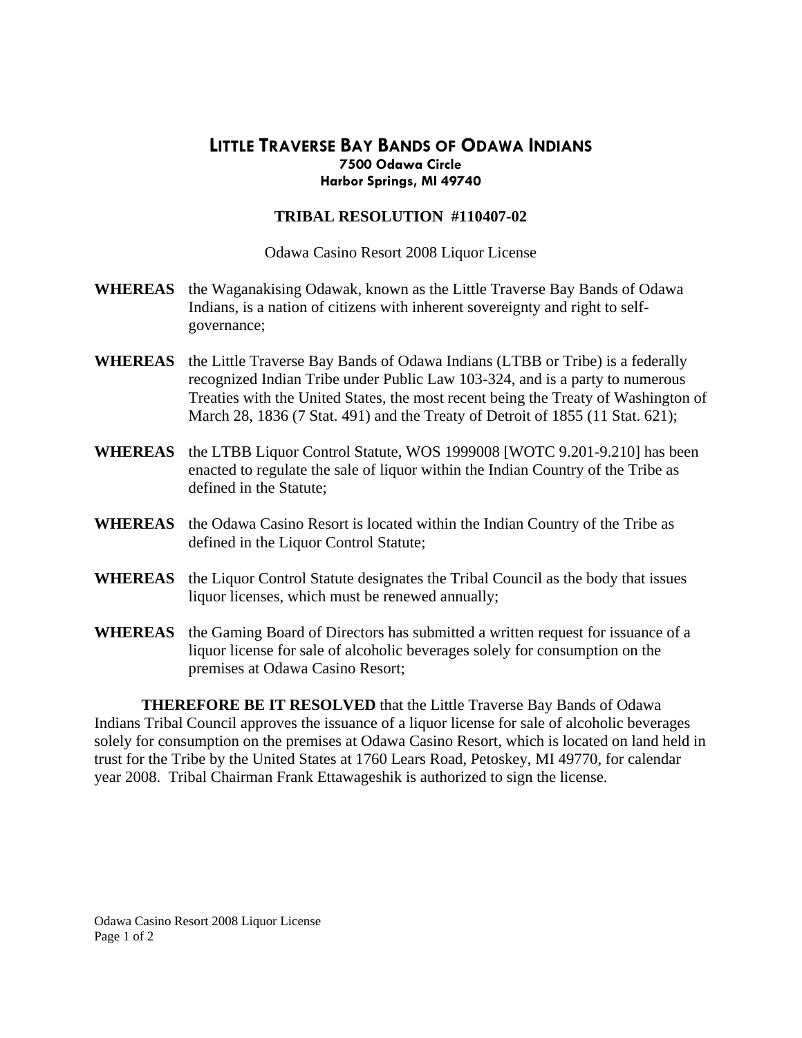# LITTLE TRAVERSE BAY BANDS OF ODAWA INDIANS

**7500 Odawa Circle**
**Harbor Springs, MI 49740**

## TRIBAL RESOLUTION #110407-02

Odawa Casino Resort 2008 Liquor License

**WHEREAS** the Waganakising Odawak, known as the Little Traverse Bay Bands of Odawa Indians, is a nation of citizens with inherent sovereignty and right to self-governance;

**WHEREAS** the Little Traverse Bay Bands of Odawa Indians (LTBB or Tribe) is a federally recognized Indian Tribe under Public Law 103-324, and is a party to numerous Treaties with the United States, the most recent being the Treaty of Washington of March 28, 1836 (7 Stat. 491) and the Treaty of Detroit of 1855 (11 Stat. 621);

**WHEREAS** the LTBB Liquor Control Statute, WOS 1999008 [WOTC 9.201-9.210] has been enacted to regulate the sale of liquor within the Indian Country of the Tribe as defined in the Statute;

**WHEREAS** the Odawa Casino Resort is located within the Indian Country of the Tribe as defined in the Liquor Control Statute;

**WHEREAS** the Liquor Control Statute designates the Tribal Council as the body that issues liquor licenses, which must be renewed annually;

**WHEREAS** the Gaming Board of Directors has submitted a written request for issuance of a liquor license for sale of alcoholic beverages solely for consumption on the premises at Odawa Casino Resort;

**THEREFORE BE IT RESOLVED** that the Little Traverse Bay Bands of Odawa Indians Tribal Council approves the issuance of a liquor license for sale of alcoholic beverages solely for consumption on the premises at Odawa Casino Resort, which is located on land held in trust for the Tribe by the United States at 1760 Lears Road, Petoskey, MI 49770, for calendar year 2008. Tribal Chairman Frank Ettawageshik is authorized to sign the license.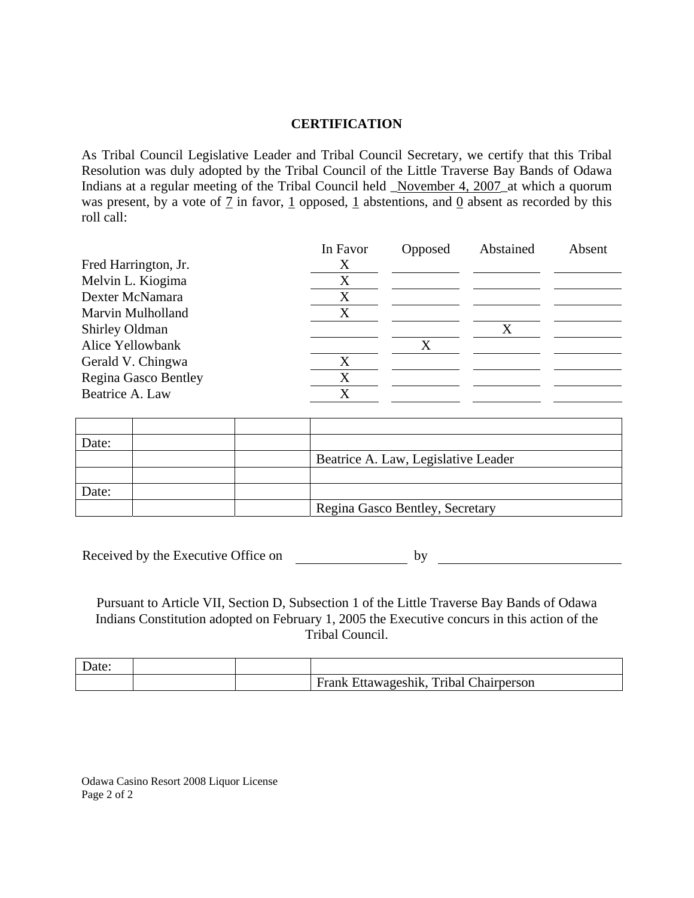## CERTIFICATION

As Tribal Council Legislative Leader and Tribal Council Secretary, we certify that this Tribal Resolution was duly adopted by the Tribal Council of the Little Traverse Bay Bands of Odawa Indians at a regular meeting of the Tribal Council held _November 4, 2007_ at which a quorum was present, by a vote of 7 in favor, 1 opposed, 1 abstentions, and 0 absent as recorded by this roll call:

| | In Favor | Opposed | Abstained | Absent |
|---|---|---|---|---|
| Fred Harrington, Jr. | X | | | |
| Melvin L. Kiogima | X | | | |
| Dexter McNamara | X | | | |
| Marvin Mulholland | X | | | |
| Shirley Oldman | | | X | |
| Alice Yellowbank | | X | | |
| Gerald V. Chingwa | X | | | |
| Regina Gasco Bentley | X | | | |
| Beatrice A. Law | X | | | |

| | | | |
|---|---|---|---|
| Date: | | | |
| | | | Beatrice A. Law, Legislative Leader |
| | | | |
| Date: | | | |
| | | | Regina Gasco Bentley, Secretary |

Received by the Executive Office on ________________ by ____________________________

Pursuant to Article VII, Section D, Subsection 1 of the Little Traverse Bay Bands of Odawa Indians Constitution adopted on February 1, 2005 the Executive concurs in this action of the Tribal Council.

| | | | |
|---|---|---|---|
| Date: | | | |
| | | | Frank Ettawageshik, Tribal Chairperson |

Odawa Casino Resort 2008 Liquor License